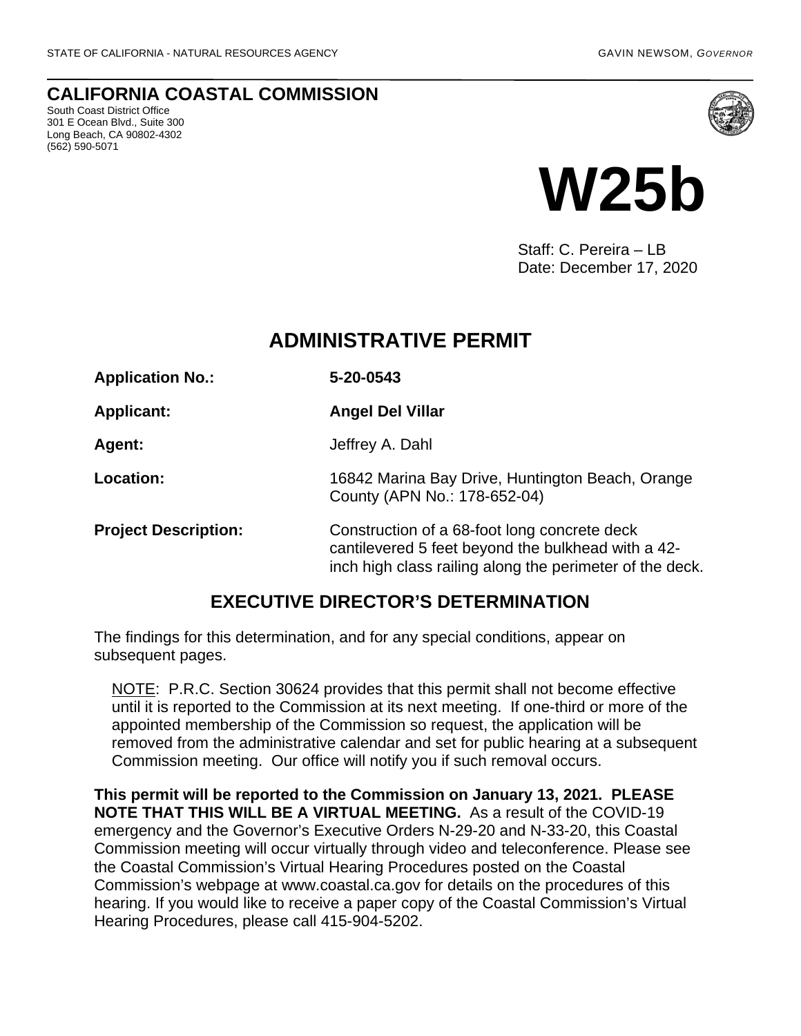STATE OF CALIFORNIA - NATURAL RESOURCES AGENCY GAVIN NEWSOM, *GOVERNOR*

# CALIFORNIA COASTAL COMMISSION

South Coast District Office
301 E Ocean Blvd., Suite 300
Long Beach, CA 90802-4302
(562) 590-5071

# W25b

Staff: C. Pereira – LB
Date: December 17, 2020

## ADMINISTRATIVE PERMIT

**Application No.:** **5-20-0543**

**Applicant:** **Angel Del Villar**

**Agent:** Jeffrey A. Dahl

**Location:** 16842 Marina Bay Drive, Huntington Beach, Orange County (APN No.: 178-652-04)

**Project Description:** Construction of a 68-foot long concrete deck cantilevered 5 feet beyond the bulkhead with a 42-inch high class railing along the perimeter of the deck.

## EXECUTIVE DIRECTOR'S DETERMINATION

The findings for this determination, and for any special conditions, appear on subsequent pages.

NOTE: P.R.C. Section 30624 provides that this permit shall not become effective until it is reported to the Commission at its next meeting. If one-third or more of the appointed membership of the Commission so request, the application will be removed from the administrative calendar and set for public hearing at a subsequent Commission meeting. Our office will notify you if such removal occurs.

**This permit will be reported to the Commission on January 13, 2021. PLEASE NOTE THAT THIS WILL BE A VIRTUAL MEETING.** As a result of the COVID-19 emergency and the Governor's Executive Orders N-29-20 and N-33-20, this Coastal Commission meeting will occur virtually through video and teleconference. Please see the Coastal Commission's Virtual Hearing Procedures posted on the Coastal Commission's webpage at www.coastal.ca.gov for details on the procedures of this hearing. If you would like to receive a paper copy of the Coastal Commission's Virtual Hearing Procedures, please call 415-904-5202.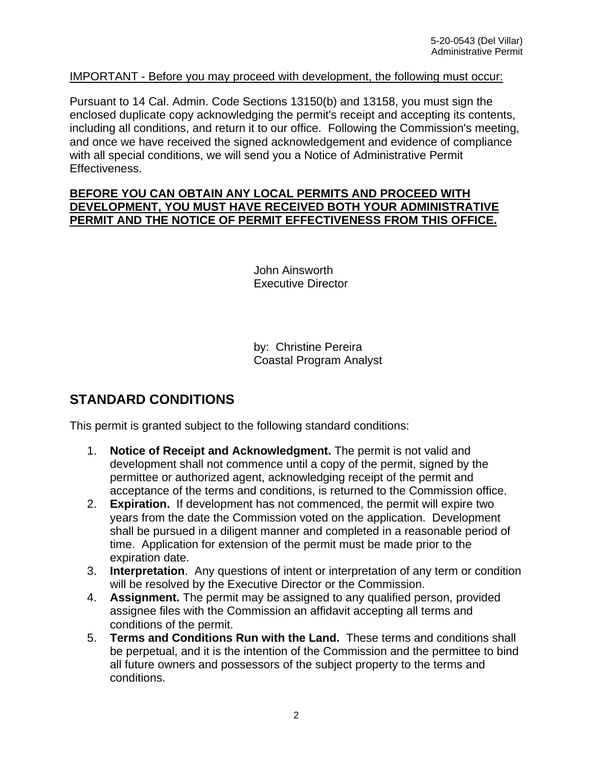IMPORTANT - Before you may proceed with development, the following must occur:

Pursuant to 14 Cal. Admin. Code Sections 13150(b) and 13158, you must sign the enclosed duplicate copy acknowledging the permit's receipt and accepting its contents, including all conditions, and return it to our office. Following the Commission's meeting, and once we have received the signed acknowledgement and evidence of compliance with all special conditions, we will send you a Notice of Administrative Permit Effectiveness.

**BEFORE YOU CAN OBTAIN ANY LOCAL PERMITS AND PROCEED WITH DEVELOPMENT, YOU MUST HAVE RECEIVED BOTH YOUR ADMINISTRATIVE PERMIT AND THE NOTICE OF PERMIT EFFECTIVENESS FROM THIS OFFICE.**

John Ainsworth
Executive Director

by: Christine Pereira
Coastal Program Analyst

## STANDARD CONDITIONS

This permit is granted subject to the following standard conditions:

1. **Notice of Receipt and Acknowledgment.** The permit is not valid and development shall not commence until a copy of the permit, signed by the permittee or authorized agent, acknowledging receipt of the permit and acceptance of the terms and conditions, is returned to the Commission office.
2. **Expiration.** If development has not commenced, the permit will expire two years from the date the Commission voted on the application. Development shall be pursued in a diligent manner and completed in a reasonable period of time. Application for extension of the permit must be made prior to the expiration date.
3. **Interpretation**. Any questions of intent or interpretation of any term or condition will be resolved by the Executive Director or the Commission.
4. **Assignment.** The permit may be assigned to any qualified person, provided assignee files with the Commission an affidavit accepting all terms and conditions of the permit.
5. **Terms and Conditions Run with the Land.** These terms and conditions shall be perpetual, and it is the intention of the Commission and the permittee to bind all future owners and possessors of the subject property to the terms and conditions.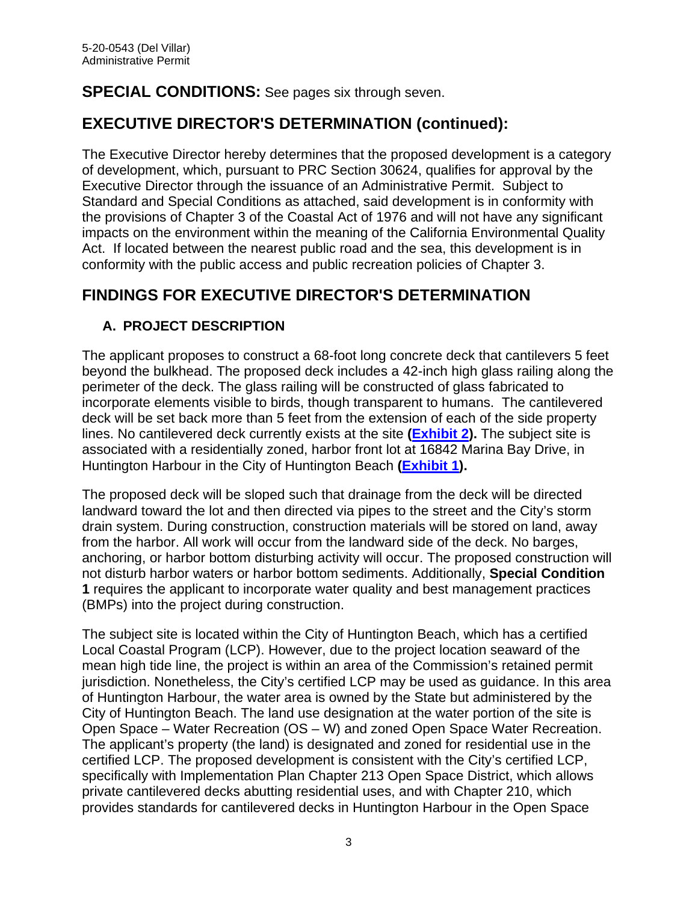**SPECIAL CONDITIONS:** See pages six through seven.

## EXECUTIVE DIRECTOR'S DETERMINATION (continued):

The Executive Director hereby determines that the proposed development is a category of development, which, pursuant to PRC Section 30624, qualifies for approval by the Executive Director through the issuance of an Administrative Permit. Subject to Standard and Special Conditions as attached, said development is in conformity with the provisions of Chapter 3 of the Coastal Act of 1976 and will not have any significant impacts on the environment within the meaning of the California Environmental Quality Act. If located between the nearest public road and the sea, this development is in conformity with the public access and public recreation policies of Chapter 3.

## FINDINGS FOR EXECUTIVE DIRECTOR'S DETERMINATION

### A. PROJECT DESCRIPTION

The applicant proposes to construct a 68-foot long concrete deck that cantilevers 5 feet beyond the bulkhead. The proposed deck includes a 42-inch high glass railing along the perimeter of the deck. The glass railing will be constructed of glass fabricated to incorporate elements visible to birds, though transparent to humans. The cantilevered deck will be set back more than 5 feet from the extension of each of the side property lines. No cantilevered deck currently exists at the site **(Exhibit 2).** The subject site is associated with a residentially zoned, harbor front lot at 16842 Marina Bay Drive, in Huntington Harbour in the City of Huntington Beach **(Exhibit 1).**

The proposed deck will be sloped such that drainage from the deck will be directed landward toward the lot and then directed via pipes to the street and the City's storm drain system. During construction, construction materials will be stored on land, away from the harbor. All work will occur from the landward side of the deck. No barges, anchoring, or harbor bottom disturbing activity will occur. The proposed construction will not disturb harbor waters or harbor bottom sediments. Additionally, **Special Condition 1** requires the applicant to incorporate water quality and best management practices (BMPs) into the project during construction.

The subject site is located within the City of Huntington Beach, which has a certified Local Coastal Program (LCP). However, due to the project location seaward of the mean high tide line, the project is within an area of the Commission's retained permit jurisdiction. Nonetheless, the City's certified LCP may be used as guidance. In this area of Huntington Harbour, the water area is owned by the State but administered by the City of Huntington Beach. The land use designation at the water portion of the site is Open Space – Water Recreation (OS – W) and zoned Open Space Water Recreation. The applicant's property (the land) is designated and zoned for residential use in the certified LCP. The proposed development is consistent with the City's certified LCP, specifically with Implementation Plan Chapter 213 Open Space District, which allows private cantilevered decks abutting residential uses, and with Chapter 210, which provides standards for cantilevered decks in Huntington Harbour in the Open Space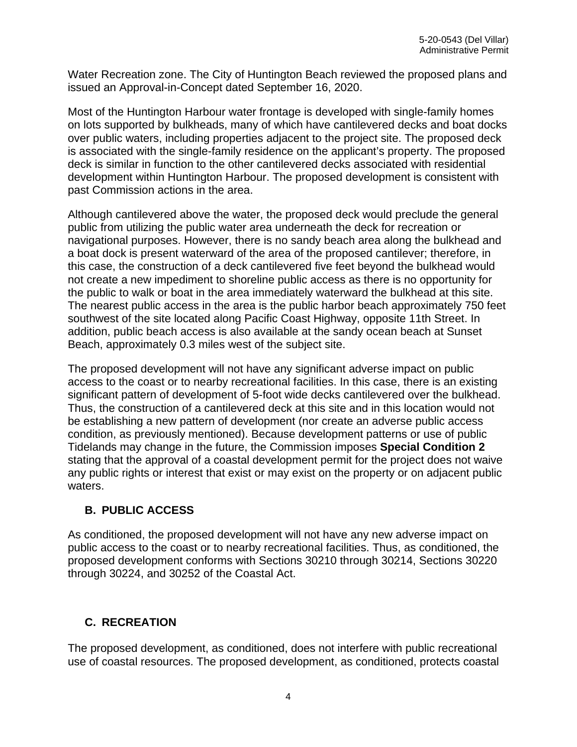Water Recreation zone. The City of Huntington Beach reviewed the proposed plans and issued an Approval-in-Concept dated September 16, 2020.

Most of the Huntington Harbour water frontage is developed with single-family homes on lots supported by bulkheads, many of which have cantilevered decks and boat docks over public waters, including properties adjacent to the project site. The proposed deck is associated with the single-family residence on the applicant's property. The proposed deck is similar in function to the other cantilevered decks associated with residential development within Huntington Harbour. The proposed development is consistent with past Commission actions in the area.

Although cantilevered above the water, the proposed deck would preclude the general public from utilizing the public water area underneath the deck for recreation or navigational purposes. However, there is no sandy beach area along the bulkhead and a boat dock is present waterward of the area of the proposed cantilever; therefore, in this case, the construction of a deck cantilevered five feet beyond the bulkhead would not create a new impediment to shoreline public access as there is no opportunity for the public to walk or boat in the area immediately waterward the bulkhead at this site. The nearest public access in the area is the public harbor beach approximately 750 feet southwest of the site located along Pacific Coast Highway, opposite 11th Street. In addition, public beach access is also available at the sandy ocean beach at Sunset Beach, approximately 0.3 miles west of the subject site.

The proposed development will not have any significant adverse impact on public access to the coast or to nearby recreational facilities. In this case, there is an existing significant pattern of development of 5-foot wide decks cantilevered over the bulkhead. Thus, the construction of a cantilevered deck at this site and in this location would not be establishing a new pattern of development (nor create an adverse public access condition, as previously mentioned). Because development patterns or use of public Tidelands may change in the future, the Commission imposes **Special Condition 2** stating that the approval of a coastal development permit for the project does not waive any public rights or interest that exist or may exist on the property or on adjacent public waters.

### B. PUBLIC ACCESS

As conditioned, the proposed development will not have any new adverse impact on public access to the coast or to nearby recreational facilities. Thus, as conditioned, the proposed development conforms with Sections 30210 through 30214, Sections 30220 through 30224, and 30252 of the Coastal Act.

### C. RECREATION

The proposed development, as conditioned, does not interfere with public recreational use of coastal resources. The proposed development, as conditioned, protects coastal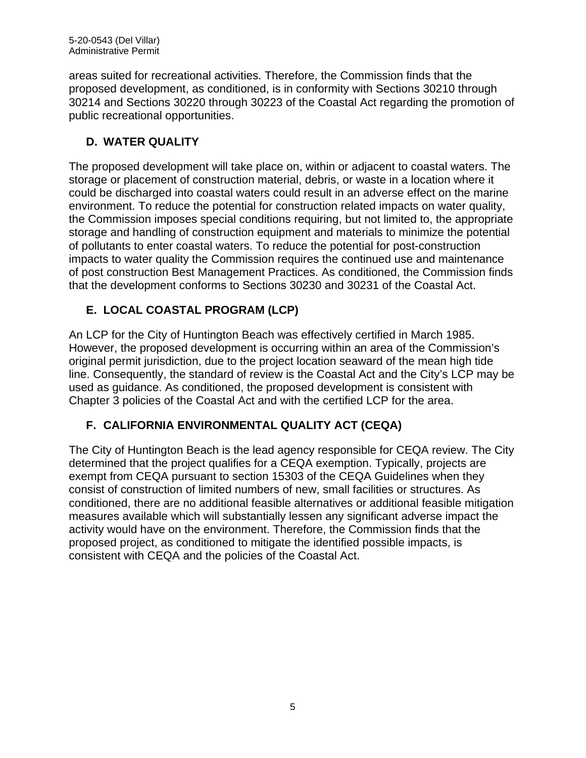areas suited for recreational activities. Therefore, the Commission finds that the proposed development, as conditioned, is in conformity with Sections 30210 through 30214 and Sections 30220 through 30223 of the Coastal Act regarding the promotion of public recreational opportunities.

## D. WATER QUALITY

The proposed development will take place on, within or adjacent to coastal waters. The storage or placement of construction material, debris, or waste in a location where it could be discharged into coastal waters could result in an adverse effect on the marine environment. To reduce the potential for construction related impacts on water quality, the Commission imposes special conditions requiring, but not limited to, the appropriate storage and handling of construction equipment and materials to minimize the potential of pollutants to enter coastal waters. To reduce the potential for post-construction impacts to water quality the Commission requires the continued use and maintenance of post construction Best Management Practices. As conditioned, the Commission finds that the development conforms to Sections 30230 and 30231 of the Coastal Act.

## E. LOCAL COASTAL PROGRAM (LCP)

An LCP for the City of Huntington Beach was effectively certified in March 1985. However, the proposed development is occurring within an area of the Commission's original permit jurisdiction, due to the project location seaward of the mean high tide line. Consequently, the standard of review is the Coastal Act and the City's LCP may be used as guidance. As conditioned, the proposed development is consistent with Chapter 3 policies of the Coastal Act and with the certified LCP for the area.

## F. CALIFORNIA ENVIRONMENTAL QUALITY ACT (CEQA)

The City of Huntington Beach is the lead agency responsible for CEQA review. The City determined that the project qualifies for a CEQA exemption. Typically, projects are exempt from CEQA pursuant to section 15303 of the CEQA Guidelines when they consist of construction of limited numbers of new, small facilities or structures. As conditioned, there are no additional feasible alternatives or additional feasible mitigation measures available which will substantially lessen any significant adverse impact the activity would have on the environment. Therefore, the Commission finds that the proposed project, as conditioned to mitigate the identified possible impacts, is consistent with CEQA and the policies of the Coastal Act.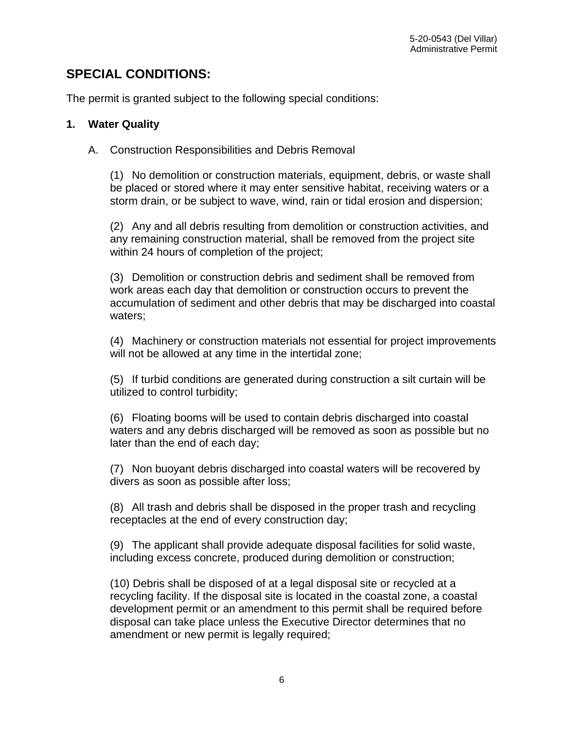## SPECIAL CONDITIONS:

The permit is granted subject to the following special conditions:

### 1. Water Quality

A. Construction Responsibilities and Debris Removal

(1) No demolition or construction materials, equipment, debris, or waste shall be placed or stored where it may enter sensitive habitat, receiving waters or a storm drain, or be subject to wave, wind, rain or tidal erosion and dispersion;

(2) Any and all debris resulting from demolition or construction activities, and any remaining construction material, shall be removed from the project site within 24 hours of completion of the project;

(3) Demolition or construction debris and sediment shall be removed from work areas each day that demolition or construction occurs to prevent the accumulation of sediment and other debris that may be discharged into coastal waters;

(4) Machinery or construction materials not essential for project improvements will not be allowed at any time in the intertidal zone;

(5) If turbid conditions are generated during construction a silt curtain will be utilized to control turbidity;

(6) Floating booms will be used to contain debris discharged into coastal waters and any debris discharged will be removed as soon as possible but no later than the end of each day;

(7) Non buoyant debris discharged into coastal waters will be recovered by divers as soon as possible after loss;

(8) All trash and debris shall be disposed in the proper trash and recycling receptacles at the end of every construction day;

(9) The applicant shall provide adequate disposal facilities for solid waste, including excess concrete, produced during demolition or construction;

(10) Debris shall be disposed of at a legal disposal site or recycled at a recycling facility. If the disposal site is located in the coastal zone, a coastal development permit or an amendment to this permit shall be required before disposal can take place unless the Executive Director determines that no amendment or new permit is legally required;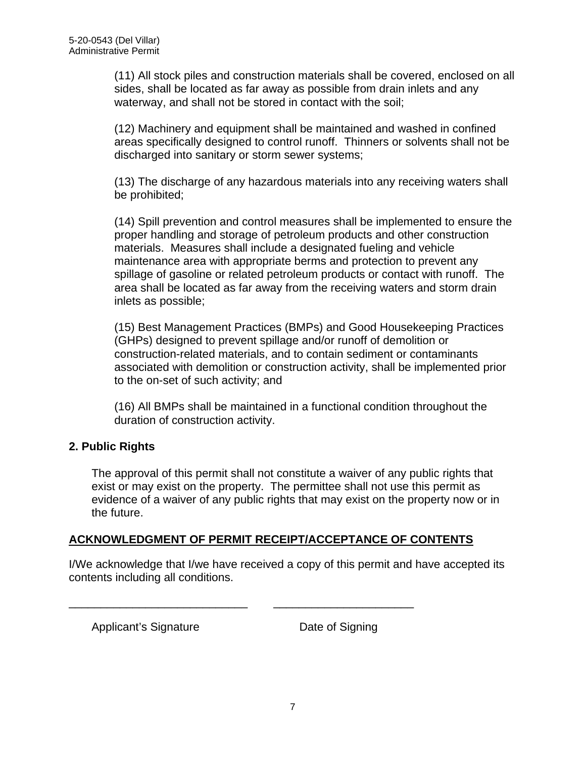(11) All stock piles and construction materials shall be covered, enclosed on all sides, shall be located as far away as possible from drain inlets and any waterway, and shall not be stored in contact with the soil;

(12) Machinery and equipment shall be maintained and washed in confined areas specifically designed to control runoff. Thinners or solvents shall not be discharged into sanitary or storm sewer systems;

(13) The discharge of any hazardous materials into any receiving waters shall be prohibited;

(14) Spill prevention and control measures shall be implemented to ensure the proper handling and storage of petroleum products and other construction materials. Measures shall include a designated fueling and vehicle maintenance area with appropriate berms and protection to prevent any spillage of gasoline or related petroleum products or contact with runoff. The area shall be located as far away from the receiving waters and storm drain inlets as possible;

(15) Best Management Practices (BMPs) and Good Housekeeping Practices (GHPs) designed to prevent spillage and/or runoff of demolition or construction-related materials, and to contain sediment or contaminants associated with demolition or construction activity, shall be implemented prior to the on-set of such activity; and

(16) All BMPs shall be maintained in a functional condition throughout the duration of construction activity.

**2. Public Rights**

The approval of this permit shall not constitute a waiver of any public rights that exist or may exist on the property. The permittee shall not use this permit as evidence of a waiver of any public rights that may exist on the property now or in the future.

**ACKNOWLEDGMENT OF PERMIT RECEIPT/ACCEPTANCE OF CONTENTS**

I/We acknowledge that I/we have received a copy of this permit and have accepted its contents including all conditions.

\_\_\_\_\_\_\_\_\_\_\_\_\_\_\_\_\_\_\_\_\_\_\_\_\_\_\_\_ \_\_\_\_\_\_\_\_\_\_\_\_\_\_\_\_\_\_\_\_\_\_

Applicant's Signature Date of Signing